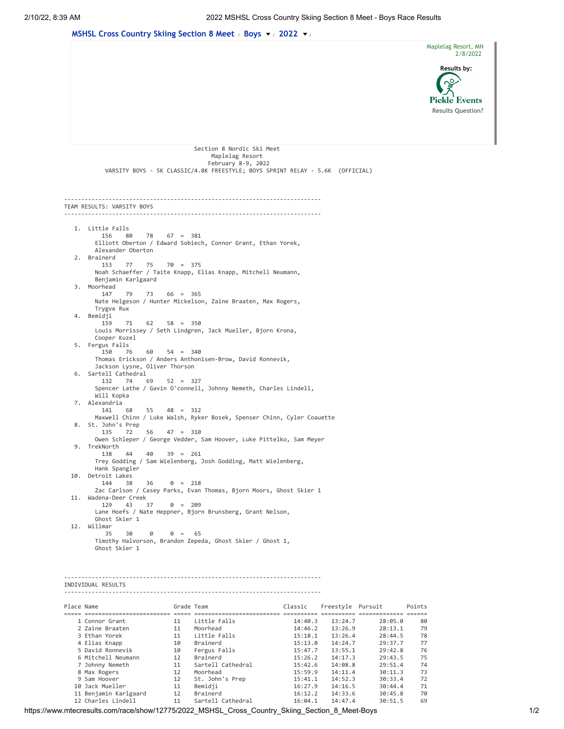MSHSL Cross Country Skiing Section 8 Meet / Boys / 2022

Maplelag Resort, MN
2/8/2022

Results by: Pickle Events
Results Question?

Section 8 Nordic Ski Meet
Maplelag Resort
February 8-9, 2022
VARSITY BOYS - 5K CLASSIC/4.8K FREESTYLE; BOYS SPRINT RELAY - 5.6K (OFFICIAL)

## TEAM RESULTS: VARSITY BOYS

1. Little Falls
   156 80 78 67 = 381
   Elliott Oberton / Edward Sobiech, Connor Grant, Ethan Yorek, Alexander Oberton
2. Brainerd
   153 77 75 70 = 375
   Noah Schaeffer / Taite Knapp, Elias Knapp, Mitchell Neumann, Benjamin Karlgaard
3. Moorhead
   147 79 73 66 = 365
   Nate Helgeson / Hunter Mickelson, Zaine Braaten, Max Rogers, Trygve Rux
4. Bemidji
   159 71 62 58 = 350
   Louis Morrissey / Seth Lindgren, Jack Mueller, Bjorn Krona, Cooper Kuzel
5. Fergus Falls
   150 76 60 54 = 340
   Thomas Erickson / Anders Anthonisen-Brow, David Ronnevik, Jackson Lysne, Oliver Thorson
6. Sartell Cathedral
   132 74 69 52 = 327
   Spencer Lathe / Gavin O'connell, Johnny Nemeth, Charles Lindell, Will Kopka
7. Alexandria
   141 68 55 48 = 312
   Maxwell Chinn / Luke Walsh, Ryker Bosek, Spenser Chinn, Cyler Coauette
8. St. John's Prep
   135 72 56 47 = 310
   Owen Schleper / George Vedder, Sam Hoover, Luke Pittelko, Sam Meyer
9. TrekNorth
   138 44 40 39 = 261
   Trey Godding / Sam Wielenberg, Josh Godding, Matt Wielenberg, Hank Spangler
10. Detroit Lakes
    144 38 36 0 = 218
    Zac Carlson / Casey Parks, Evan Thomas, Bjorn Moors, Ghost Skier 1
11. Wadena-Deer Creek
    129 43 37 0 = 209
    Lane Hoefs / Nate Heppner, Bjorn Brunsberg, Grant Nelson, Ghost Skier 1
12. Willmar
    35 30 0 0 = 65
    Timothy Halvorson, Brandon Zepeda, Ghost Skier / Ghost 1, Ghost Skier 1

## INDIVIDUAL RESULTS

| Place | Name | Grade | Team | Classic | Freestyle | Pursuit | Points |
|---|---|---|---|---|---|---|---|
| 1 | Connor Grant | 11 | Little Falls | 14:40.3 | 13:24.7 | 28:05.0 | 80 |
| 2 | Zaine Braaten | 11 | Moorhead | 14:46.2 | 13:26.9 | 28:13.1 | 79 |
| 3 | Ethan Yorek | 11 | Little Falls | 15:18.1 | 13:26.4 | 28:44.5 | 78 |
| 4 | Elias Knapp | 10 | Brainerd | 15:13.0 | 14:24.7 | 29:37.7 | 77 |
| 5 | David Ronnevik | 10 | Fergus Falls | 15:47.7 | 13:55.1 | 29:42.8 | 76 |
| 6 | Mitchell Neumann | 12 | Brainerd | 15:26.2 | 14:17.3 | 29:43.5 | 75 |
| 7 | Johnny Nemeth | 11 | Sartell Cathedral | 15:42.6 | 14:08.8 | 29:51.4 | 74 |
| 8 | Max Rogers | 12 | Moorhead | 15:59.9 | 14:11.4 | 30:11.3 | 73 |
| 9 | Sam Hoover | 12 | St. John's Prep | 15:41.1 | 14:52.3 | 30:33.4 | 72 |
| 10 | Jack Mueller | 11 | Bemidji | 16:27.9 | 14:16.5 | 30:44.4 | 71 |
| 11 | Benjamin Karlgaard | 12 | Brainerd | 16:12.2 | 14:33.6 | 30:45.8 | 70 |
| 12 | Charles Lindell | 11 | Sartell Cathedral | 16:04.1 | 14:47.4 | 30:51.5 | 69 |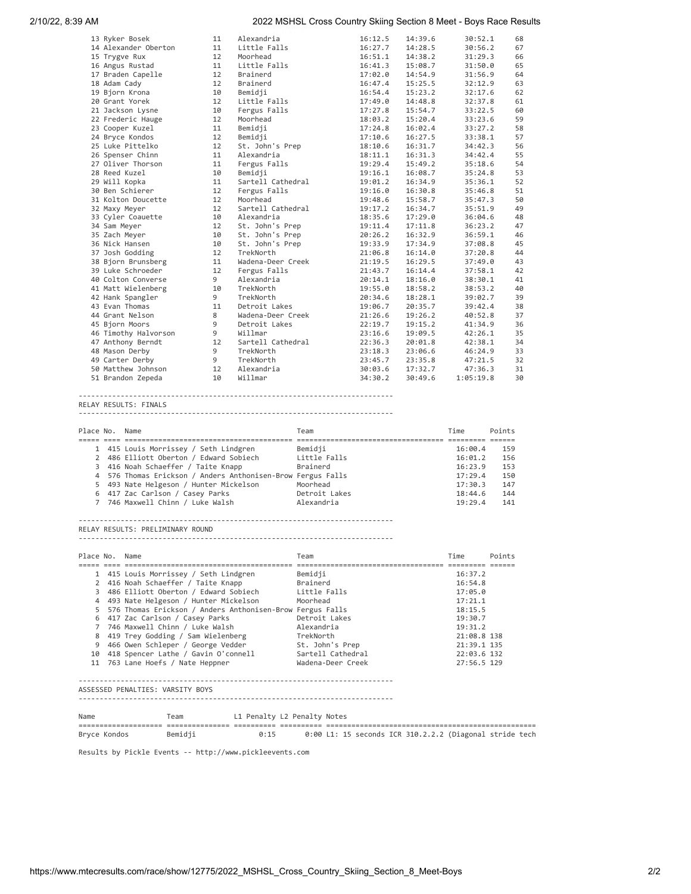| | | | | | | | |
|---|---|---|---|---|---|---|---|
| 13 | Ryker Bosek | 11 | Alexandria | 16:12.5 | 14:39.6 | 30:52.1 | 68 |
| 14 | Alexander Oberton | 11 | Little Falls | 16:27.7 | 14:28.5 | 30:56.2 | 67 |
| 15 | Trygve Rux | 12 | Moorhead | 16:51.1 | 14:38.2 | 31:29.3 | 66 |
| 16 | Angus Rustad | 11 | Little Falls | 16:41.3 | 15:08.7 | 31:50.0 | 65 |
| 17 | Braden Capelle | 12 | Brainerd | 17:02.0 | 14:54.9 | 31:56.9 | 64 |
| 18 | Adam Cady | 12 | Brainerd | 16:47.4 | 15:25.5 | 32:12.9 | 63 |
| 19 | Bjorn Krona | 10 | Bemidji | 16:54.4 | 15:23.2 | 32:17.6 | 62 |
| 20 | Grant Yorek | 12 | Little Falls | 17:49.0 | 14:48.8 | 32:37.8 | 61 |
| 21 | Jackson Lysne | 10 | Fergus Falls | 17:27.8 | 15:54.7 | 33:22.5 | 60 |
| 22 | Frederic Hauge | 12 | Moorhead | 18:03.2 | 15:20.4 | 33:23.6 | 59 |
| 23 | Cooper Kuzel | 11 | Bemidji | 17:24.8 | 16:02.4 | 33:27.2 | 58 |
| 24 | Bryce Kondos | 12 | Bemidji | 17:10.6 | 16:27.5 | 33:38.1 | 57 |
| 25 | Luke Pittelko | 12 | St. John's Prep | 18:10.6 | 16:31.7 | 34:42.3 | 56 |
| 26 | Spenser Chinn | 11 | Alexandria | 18:11.1 | 16:31.3 | 34:42.4 | 55 |
| 27 | Oliver Thorson | 11 | Fergus Falls | 19:29.4 | 15:49.2 | 35:18.6 | 54 |
| 28 | Reed Kuzel | 10 | Bemidji | 19:16.1 | 16:08.7 | 35:24.8 | 53 |
| 29 | Will Kopka | 11 | Sartell Cathedral | 19:01.2 | 16:34.9 | 35:36.1 | 52 |
| 30 | Ben Schierer | 12 | Fergus Falls | 19:16.0 | 16:30.8 | 35:46.8 | 51 |
| 31 | Kolton Doucette | 12 | Moorhead | 19:48.6 | 15:58.7 | 35:47.3 | 50 |
| 32 | Maxy Meyer | 12 | Sartell Cathedral | 19:17.2 | 16:34.7 | 35:51.9 | 49 |
| 33 | Cyler Coauette | 10 | Alexandria | 18:35.6 | 17:29.0 | 36:04.6 | 48 |
| 34 | Sam Meyer | 12 | St. John's Prep | 19:11.4 | 17:11.8 | 36:23.2 | 47 |
| 35 | Zach Meyer | 10 | St. John's Prep | 20:26.2 | 16:32.9 | 36:59.1 | 46 |
| 36 | Nick Hansen | 10 | St. John's Prep | 19:33.9 | 17:34.9 | 37:08.8 | 45 |
| 37 | Josh Godding | 12 | TrekNorth | 21:06.8 | 16:14.0 | 37:20.8 | 44 |
| 38 | Bjorn Brunsberg | 11 | Wadena-Deer Creek | 21:19.5 | 16:29.5 | 37:49.0 | 43 |
| 39 | Luke Schroeder | 12 | Fergus Falls | 21:43.7 | 16:14.4 | 37:58.1 | 42 |
| 40 | Colton Converse | 9 | Alexandria | 20:14.1 | 18:16.0 | 38:30.1 | 41 |
| 41 | Matt Wielenberg | 10 | TrekNorth | 19:55.0 | 18:58.2 | 38:53.2 | 40 |
| 42 | Hank Spangler | 9 | TrekNorth | 20:34.6 | 18:28.1 | 39:02.7 | 39 |
| 43 | Evan Thomas | 11 | Detroit Lakes | 19:06.7 | 20:35.7 | 39:42.4 | 38 |
| 44 | Grant Nelson | 8 | Wadena-Deer Creek | 21:26.6 | 19:26.2 | 40:52.8 | 37 |
| 45 | Bjorn Moors | 9 | Detroit Lakes | 22:19.7 | 19:15.2 | 41:34.9 | 36 |
| 46 | Timothy Halvorson | 9 | Willmar | 23:16.6 | 19:09.5 | 42:26.1 | 35 |
| 47 | Anthony Berndt | 12 | Sartell Cathedral | 22:36.3 | 20:01.8 | 42:38.1 | 34 |
| 48 | Mason Derby | 9 | TrekNorth | 23:18.3 | 23:06.6 | 46:24.9 | 33 |
| 49 | Carter Derby | 9 | TrekNorth | 23:45.7 | 23:35.8 | 47:21.5 | 32 |
| 50 | Matthew Johnson | 12 | Alexandria | 30:03.6 | 17:32.7 | 47:36.3 | 31 |
| 51 | Brandon Zepeda | 10 | Willmar | 34:30.2 | 30:49.6 | 1:05:19.8 | 30 |

## RELAY RESULTS: FINALS

| Place | No. | Name | Team | Time | Points |
|---|---|---|---|---|---|
| 1 | 415 | Louis Morrissey / Seth Lindgren | Bemidji | 16:00.4 | 159 |
| 2 | 486 | Elliott Oberton / Edward Sobiech | Little Falls | 16:01.2 | 156 |
| 3 | 416 | Noah Schaeffer / Taite Knapp | Brainerd | 16:23.9 | 153 |
| 4 | 576 | Thomas Erickson / Anders Anthonisen-Brow | Fergus Falls | 17:29.4 | 150 |
| 5 | 493 | Nate Helgeson / Hunter Mickelson | Moorhead | 17:30.3 | 147 |
| 6 | 417 | Zac Carlson / Casey Parks | Detroit Lakes | 18:44.6 | 144 |
| 7 | 746 | Maxwell Chinn / Luke Walsh | Alexandria | 19:29.4 | 141 |

## RELAY RESULTS: PRELIMINARY ROUND

| Place | No. | Name | Team | Time | Points |
|---|---|---|---|---|---|
| 1 | 415 | Louis Morrissey / Seth Lindgren | Bemidji | 16:37.2 | |
| 2 | 416 | Noah Schaeffer / Taite Knapp | Brainerd | 16:54.8 | |
| 3 | 486 | Elliott Oberton / Edward Sobiech | Little Falls | 17:05.0 | |
| 4 | 493 | Nate Helgeson / Hunter Mickelson | Moorhead | 17:21.1 | |
| 5 | 576 | Thomas Erickson / Anders Anthonisen-Brow | Fergus Falls | 18:15.5 | |
| 6 | 417 | Zac Carlson / Casey Parks | Detroit Lakes | 19:30.7 | |
| 7 | 746 | Maxwell Chinn / Luke Walsh | Alexandria | 19:31.2 | |
| 8 | 419 | Trey Godding / Sam Wielenberg | TrekNorth | 21:08.8 | 138 |
| 9 | 466 | Owen Schleper / George Vedder | St. John's Prep | 21:39.1 | 135 |
| 10 | 418 | Spencer Lathe / Gavin O'connell | Sartell Cathedral | 22:03.6 | 132 |
| 11 | 763 | Lane Hoefs / Nate Heppner | Wadena-Deer Creek | 27:56.5 | 129 |

## ASSESSED PENALTIES: VARSITY BOYS

| Name | Team | L1 Penalty | L2 Penalty | Notes |
|---|---|---|---|---|
| Bryce Kondos | Bemidji | 0:15 | 0:00 | L1: 15 seconds ICR 310.2.2.2 (Diagonal stride tech |

Results by Pickle Events -- http://www.pickleevents.com